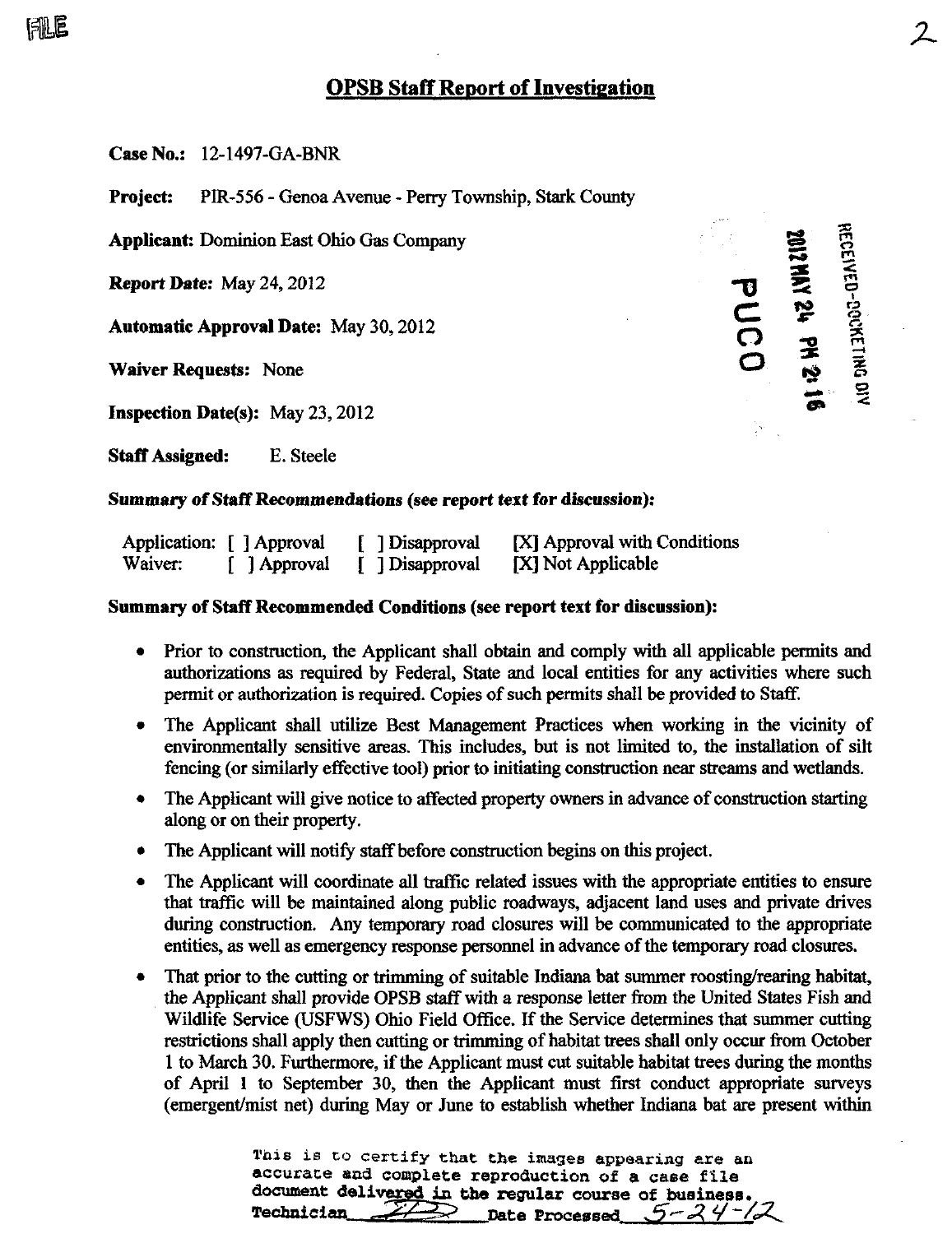FILE

## OPSB Staff Report of Investigation

**Case No.:** 12-1497-GA-BNR

**Project:** PIR-556 - Genoa Avenue - Perry Township, Stark County

**Applicant:** Dominion East Ohio Gas Company

**Report Date:** May 24, 2012

**Automatic Approval Date:** May 30, 2012

**Waiver Requests:** None

**Inspection Date(s):** May 23, 2012

**Staff Assigned:** E. Steele

RECEIVED-DOCKETING DIV

2012 MAY 24 PM 2:16

PUCO

***Summary of Staff Recommendations (see report text for discussion):***

| | | | |
|---|---|---|---|
| Application: | [ ] Approval | [ ] Disapproval | [X] Approval with Conditions |
| Waiver: | [ ] Approval | [ ] Disapproval | [X] Not Applicable |

**Summary of Staff Recommended Conditions (see report text for discussion):**

- Prior to construction, the Applicant shall obtain and comply with all applicable permits and authorizations as required by Federal, State and local entities for any activities where such permit or authorization is required. Copies of such permits shall be provided to Staff.
- The Applicant shall utilize Best Management Practices when working in the vicinity of environmentally sensitive areas. This includes, but is not limited to, the installation of silt fencing (or similarly effective tool) prior to initiating construction near streams and wetlands.
- The Applicant will give notice to affected property owners in advance of construction starting along or on their property.
- The Applicant will notify staff before construction begins on this project.
- The Applicant will coordinate all traffic related issues with the appropriate entities to ensure that traffic will be maintained along public roadways, adjacent land uses and private drives during construction. Any temporary road closures will be communicated to the appropriate entities, as well as emergency response personnel in advance of the temporary road closures.
- That prior to the cutting or trimming of suitable Indiana bat summer roosting/rearing habitat, the Applicant shall provide OPSB staff with a response letter from the United States Fish and Wildlife Service (USFWS) Ohio Field Office. If the Service determines that summer cutting restrictions shall apply then cutting or trimming of habitat trees shall only occur from October 1 to March 30. Furthermore, if the Applicant must cut suitable habitat trees during the months of April 1 to September 30, then the Applicant must first conduct appropriate surveys (emergent/mist net) during May or June to establish whether Indiana bat are present within

This is to certify that the images appearing are an accurate and complete reproduction of a case file document delivered in the regular course of business.
Technician ____ Date Processed 5-24-12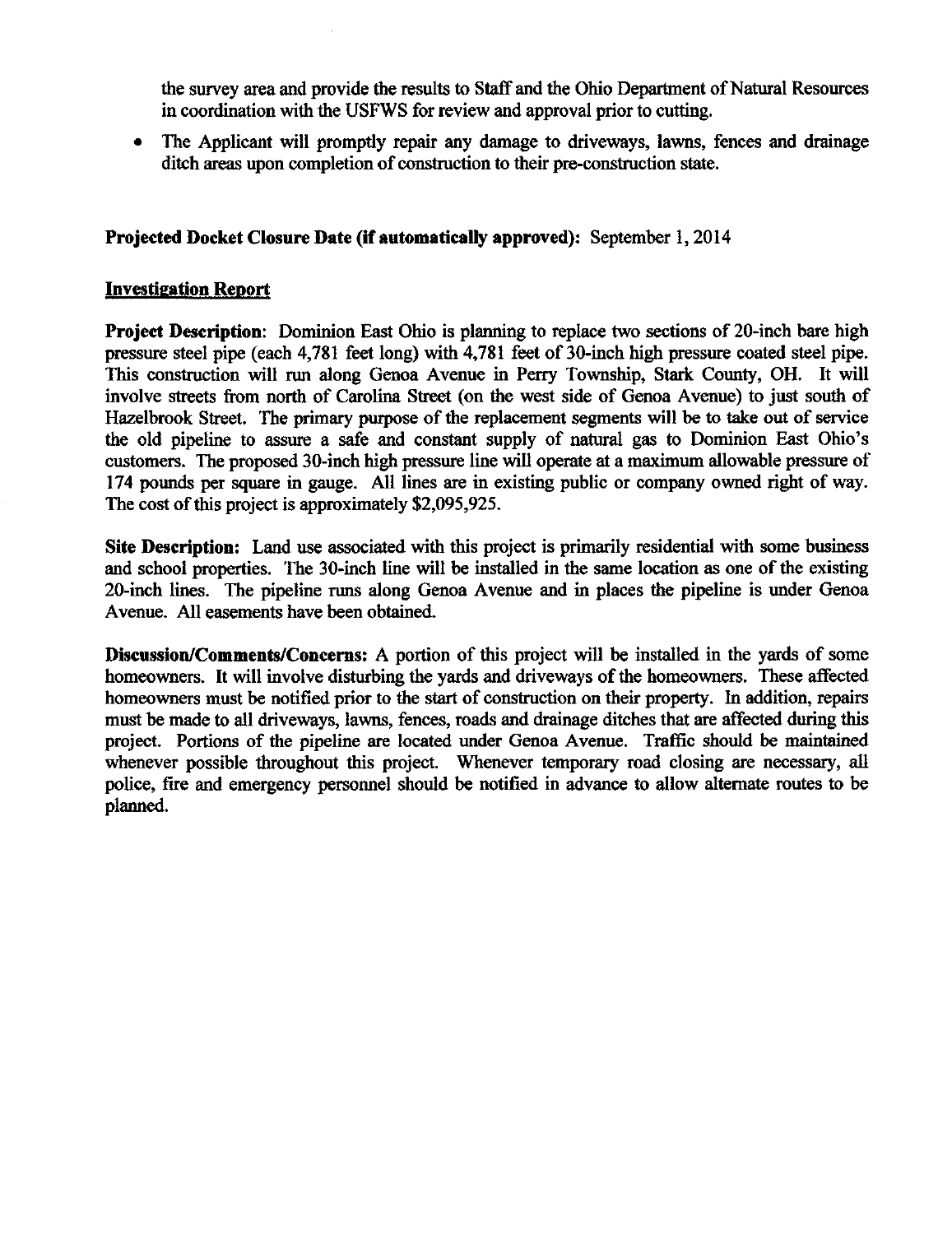the survey area and provide the results to Staff and the Ohio Department of Natural Resources in coordination with the USFWS for review and approval prior to cutting.

- The Applicant will promptly repair any damage to driveways, lawns, fences and drainage ditch areas upon completion of construction to their pre-construction state.

**Projected Docket Closure Date (if automatically approved):** September 1, 2014

**Investigation Report**

**Project Description**: Dominion East Ohio is planning to replace two sections of 20-inch bare high pressure steel pipe (each 4,781 feet long) with 4,781 feet of 30-inch high pressure coated steel pipe. This construction will run along Genoa Avenue in Perry Township, Stark County, OH. It will involve streets from north of Carolina Street (on the west side of Genoa Avenue) to just south of Hazelbrook Street. The primary purpose of the replacement segments will be to take out of service the old pipeline to assure a safe and constant supply of natural gas to Dominion East Ohio's customers. The proposed 30-inch high pressure line will operate at a maximum allowable pressure of 174 pounds per square in gauge. All lines are in existing public or company owned right of way. The cost of this project is approximately $2,095,925.

**Site Description:** Land use associated with this project is primarily residential with some business and school properties. The 30-inch line will be installed in the same location as one of the existing 20-inch lines. The pipeline runs along Genoa Avenue and in places the pipeline is under Genoa Avenue. All easements have been obtained.

**Discussion/Comments/Concerns:** A portion of this project will be installed in the yards of some homeowners. It will involve disturbing the yards and driveways of the homeowners. These affected homeowners must be notified prior to the start of construction on their property. In addition, repairs must be made to all driveways, lawns, fences, roads and drainage ditches that are affected during this project. Portions of the pipeline are located under Genoa Avenue. Traffic should be maintained whenever possible throughout this project. Whenever temporary road closing are necessary, all police, fire and emergency personnel should be notified in advance to allow alternate routes to be planned.